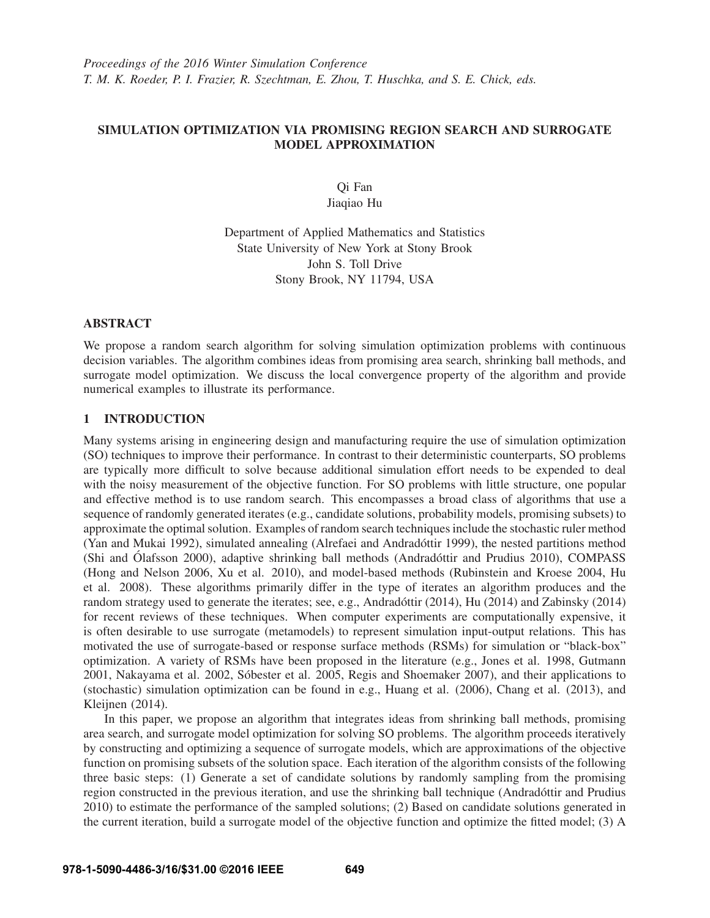# SIMULATION OPTIMIZATION VIA PROMISING REGION SEARCH AND SURROGATE MODEL APPROXIMATION

Qi Fan
Jiaqiao Hu

Department of Applied Mathematics and Statistics
State University of New York at Stony Brook
John S. Toll Drive
Stony Brook, NY 11794, USA

## ABSTRACT

We propose a random search algorithm for solving simulation optimization problems with continuous decision variables. The algorithm combines ideas from promising area search, shrinking ball methods, and surrogate model optimization. We discuss the local convergence property of the algorithm and provide numerical examples to illustrate its performance.

## 1 INTRODUCTION

Many systems arising in engineering design and manufacturing require the use of simulation optimization (SO) techniques to improve their performance. In contrast to their deterministic counterparts, SO problems are typically more difficult to solve because additional simulation effort needs to be expended to deal with the noisy measurement of the objective function. For SO problems with little structure, one popular and effective method is to use random search. This encompasses a broad class of algorithms that use a sequence of randomly generated iterates (e.g., candidate solutions, probability models, promising subsets) to approximate the optimal solution. Examples of random search techniques include the stochastic ruler method (Yan and Mukai 1992), simulated annealing (Alrefaei and Andradóttir 1999), the nested partitions method (Shi and Ólafsson 2000), adaptive shrinking ball methods (Andradóttir and Prudius 2010), COMPASS (Hong and Nelson 2006, Xu et al. 2010), and model-based methods (Rubinstein and Kroese 2004, Hu et al. 2008). These algorithms primarily differ in the type of iterates an algorithm produces and the random strategy used to generate the iterates; see, e.g., Andradóttir (2014), Hu (2014) and Zabinsky (2014) for recent reviews of these techniques. When computer experiments are computationally expensive, it is often desirable to use surrogate (metamodels) to represent simulation input-output relations. This has motivated the use of surrogate-based or response surface methods (RSMs) for simulation or "black-box" optimization. A variety of RSMs have been proposed in the literature (e.g., Jones et al. 1998, Gutmann 2001, Nakayama et al. 2002, Sóbester et al. 2005, Regis and Shoemaker 2007), and their applications to (stochastic) simulation optimization can be found in e.g., Huang et al. (2006), Chang et al. (2013), and Kleijnen (2014).

In this paper, we propose an algorithm that integrates ideas from shrinking ball methods, promising area search, and surrogate model optimization for solving SO problems. The algorithm proceeds iteratively by constructing and optimizing a sequence of surrogate models, which are approximations of the objective function on promising subsets of the solution space. Each iteration of the algorithm consists of the following three basic steps: (1) Generate a set of candidate solutions by randomly sampling from the promising region constructed in the previous iteration, and use the shrinking ball technique (Andradóttir and Prudius 2010) to estimate the performance of the sampled solutions; (2) Based on candidate solutions generated in the current iteration, build a surrogate model of the objective function and optimize the fitted model; (3) A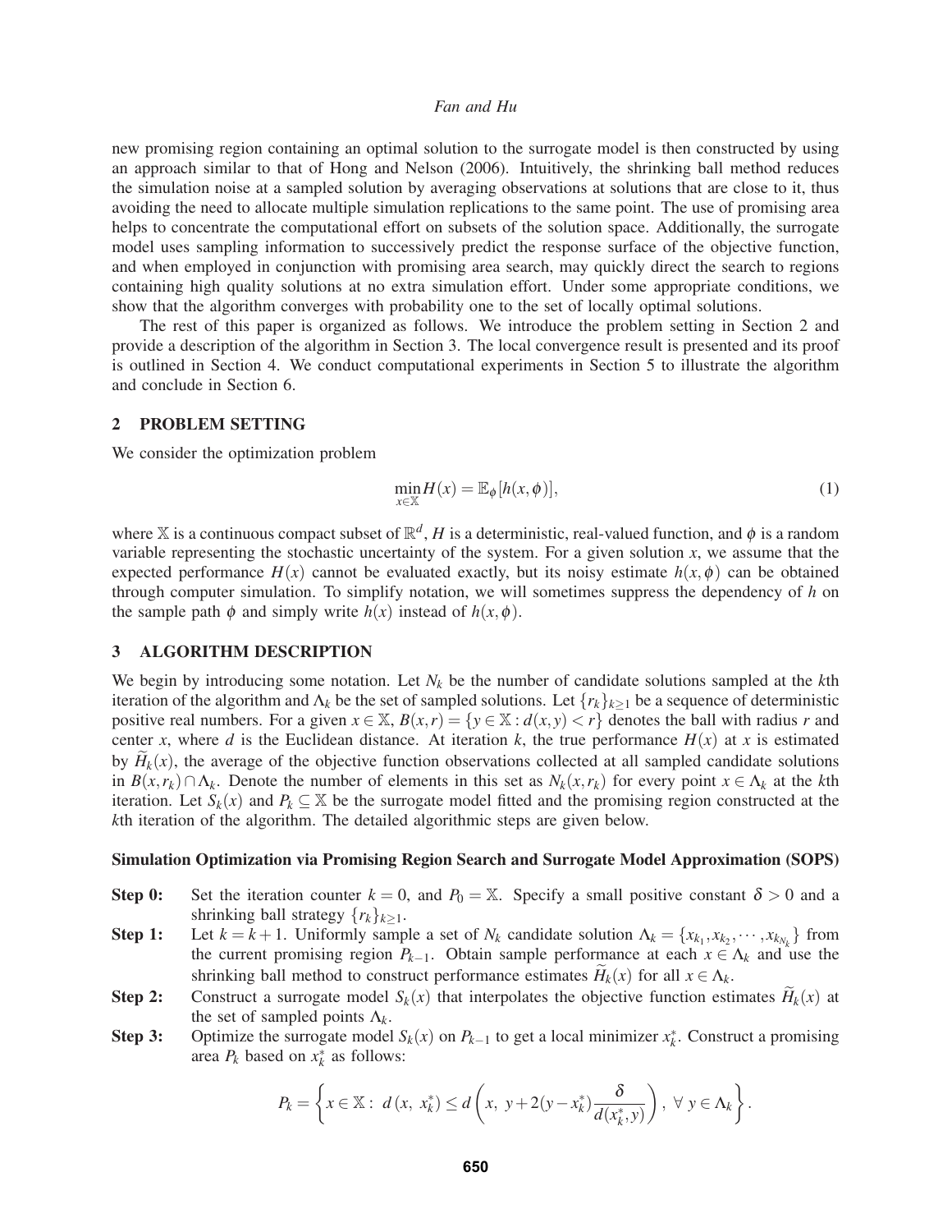new promising region containing an optimal solution to the surrogate model is then constructed by using an approach similar to that of Hong and Nelson (2006). Intuitively, the shrinking ball method reduces the simulation noise at a sampled solution by averaging observations at solutions that are close to it, thus avoiding the need to allocate multiple simulation replications to the same point. The use of promising area helps to concentrate the computational effort on subsets of the solution space. Additionally, the surrogate model uses sampling information to successively predict the response surface of the objective function, and when employed in conjunction with promising area search, may quickly direct the search to regions containing high quality solutions at no extra simulation effort. Under some appropriate conditions, we show that the algorithm converges with probability one to the set of locally optimal solutions.

The rest of this paper is organized as follows. We introduce the problem setting in Section 2 and provide a description of the algorithm in Section 3. The local convergence result is presented and its proof is outlined in Section 4. We conduct computational experiments in Section 5 to illustrate the algorithm and conclude in Section 6.

## 2 PROBLEM SETTING

We consider the optimization problem

$$\min_{x \in \mathbb{X}} H(x) = \mathbb{E}_{\phi}[h(x, \phi)], \tag{1}$$

where $\mathbb{X}$ is a continuous compact subset of $\mathbb{R}^d$, $H$ is a deterministic, real-valued function, and $\phi$ is a random variable representing the stochastic uncertainty of the system. For a given solution $x$, we assume that the expected performance $H(x)$ cannot be evaluated exactly, but its noisy estimate $h(x, \phi)$ can be obtained through computer simulation. To simplify notation, we will sometimes suppress the dependency of $h$ on the sample path $\phi$ and simply write $h(x)$ instead of $h(x, \phi)$.

## 3 ALGORITHM DESCRIPTION

We begin by introducing some notation. Let $N_k$ be the number of candidate solutions sampled at the $k$th iteration of the algorithm and $\Lambda_k$ be the set of sampled solutions. Let $\{r_k\}_{k \geq 1}$ be a sequence of deterministic positive real numbers. For a given $x \in \mathbb{X}$, $B(x, r) = \{y \in \mathbb{X} : d(x, y) < r\}$ denotes the ball with radius $r$ and center $x$, where $d$ is the Euclidean distance. At iteration $k$, the true performance $H(x)$ at $x$ is estimated by $\widetilde{H}_k(x)$, the average of the objective function observations collected at all sampled candidate solutions in $B(x, r_k) \cap \Lambda_k$. Denote the number of elements in this set as $N_k(x, r_k)$ for every point $x \in \Lambda_k$ at the $k$th iteration. Let $S_k(x)$ and $P_k \subseteq \mathbb{X}$ be the surrogate model fitted and the promising region constructed at the $k$th iteration of the algorithm. The detailed algorithmic steps are given below.

**Simulation Optimization via Promising Region Search and Surrogate Model Approximation (SOPS)**

**Step 0:** Set the iteration counter $k = 0$, and $P_0 = \mathbb{X}$. Specify a small positive constant $\delta > 0$ and a shrinking ball strategy $\{r_k\}_{k \geq 1}$.

**Step 1:** Let $k = k + 1$. Uniformly sample a set of $N_k$ candidate solution $\Lambda_k = \{x_{k_1}, x_{k_2}, \cdots, x_{k_{N_k}}\}$ from the current promising region $P_{k-1}$. Obtain sample performance at each $x \in \Lambda_k$ and use the shrinking ball method to construct performance estimates $\widetilde{H}_k(x)$ for all $x \in \Lambda_k$.

**Step 2:** Construct a surrogate model $S_k(x)$ that interpolates the objective function estimates $\widetilde{H}_k(x)$ at the set of sampled points $\Lambda_k$.

**Step 3:** Optimize the surrogate model $S_k(x)$ on $P_{k-1}$ to get a local minimizer $x_k^*$. Construct a promising area $P_k$ based on $x_k^*$ as follows:

$$P_k = \left\{ x \in \mathbb{X} : \ d\left(x,\ x_k^*\right) \leq d\left(x,\ y + 2(y - x_k^*)\frac{\delta}{d(x_k^*, y)}\right),\ \forall\ y \in \Lambda_k \right\}.$$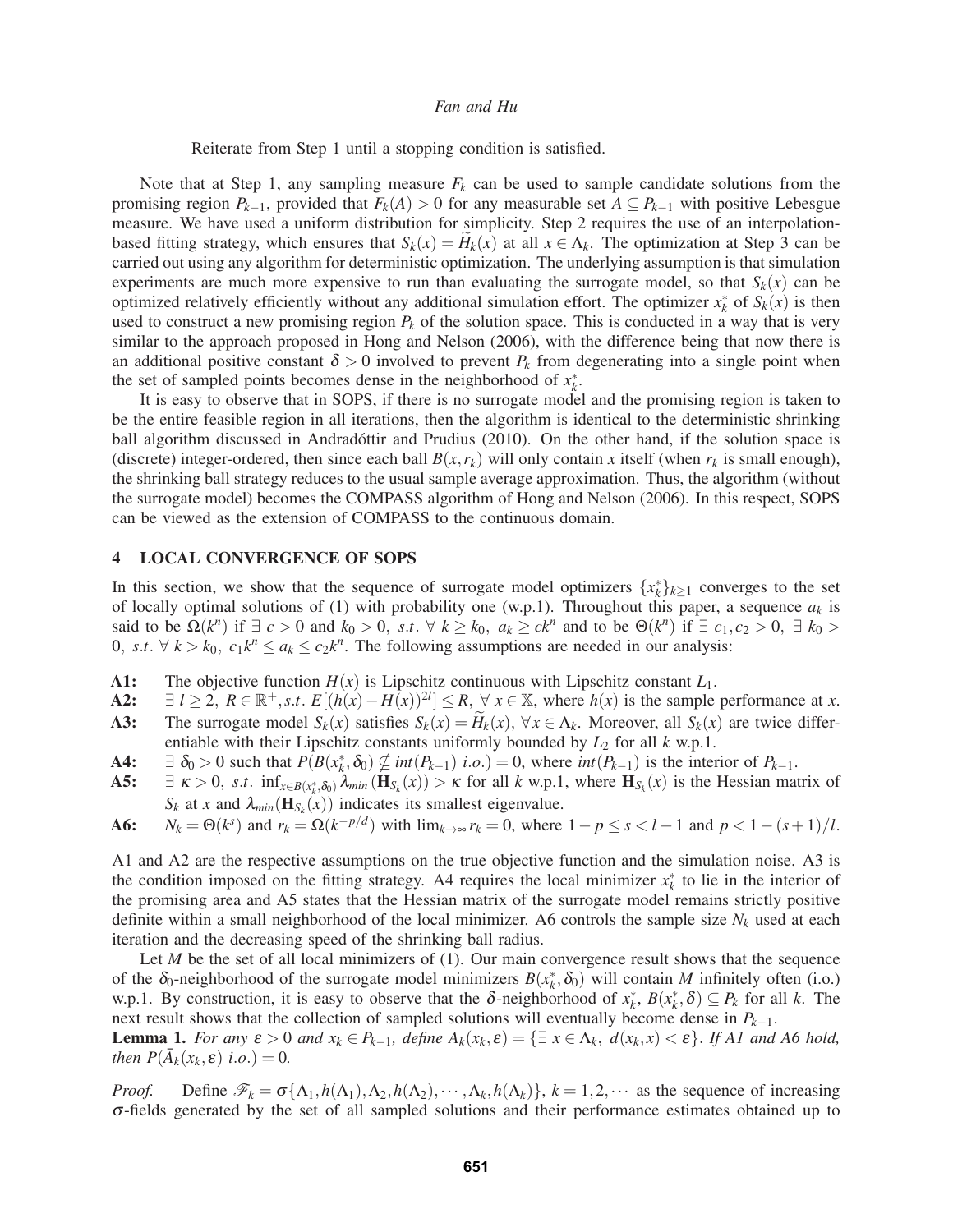Reiterate from Step 1 until a stopping condition is satisfied.

Note that at Step 1, any sampling measure $F_k$ can be used to sample candidate solutions from the promising region $P_{k-1}$, provided that $F_k(A) > 0$ for any measurable set $A \subseteq P_{k-1}$ with positive Lebesgue measure. We have used a uniform distribution for simplicity. Step 2 requires the use of an interpolation-based fitting strategy, which ensures that $S_k(x) = \widetilde{H}_k(x)$ at all $x \in \Lambda_k$. The optimization at Step 3 can be carried out using any algorithm for deterministic optimization. The underlying assumption is that simulation experiments are much more expensive to run than evaluating the surrogate model, so that $S_k(x)$ can be optimized relatively efficiently without any additional simulation effort. The optimizer $x_k^*$ of $S_k(x)$ is then used to construct a new promising region $P_k$ of the solution space. This is conducted in a way that is very similar to the approach proposed in Hong and Nelson (2006), with the difference being that now there is an additional positive constant $\delta > 0$ involved to prevent $P_k$ from degenerating into a single point when the set of sampled points becomes dense in the neighborhood of $x_k^*$.

It is easy to observe that in SOPS, if there is no surrogate model and the promising region is taken to be the entire feasible region in all iterations, then the algorithm is identical to the deterministic shrinking ball algorithm discussed in Andradóttir and Prudius (2010). On the other hand, if the solution space is (discrete) integer-ordered, then since each ball $B(x, r_k)$ will only contain $x$ itself (when $r_k$ is small enough), the shrinking ball strategy reduces to the usual sample average approximation. Thus, the algorithm (without the surrogate model) becomes the COMPASS algorithm of Hong and Nelson (2006). In this respect, SOPS can be viewed as the extension of COMPASS to the continuous domain.

## 4 LOCAL CONVERGENCE OF SOPS

In this section, we show that the sequence of surrogate model optimizers $\{x_k^*\}_{k\geq 1}$ converges to the set of locally optimal solutions of (1) with probability one (w.p.1). Throughout this paper, a sequence $a_k$ is said to be $\Omega(k^n)$ if $\exists\ c > 0$ and $k_0 > 0,\ s.t.\ \forall\ k \geq k_0,\ a_k \geq ck^n$ and to be $\Theta(k^n)$ if $\exists\ c_1, c_2 > 0,\ \exists\ k_0 > 0,\ s.t.\ \forall\ k > k_0,\ c_1 k^n \leq a_k \leq c_2 k^n$. The following assumptions are needed in our analysis:

- **A1:** The objective function $H(x)$ is Lipschitz continuous with Lipschitz constant $L_1$.
- **A2:** $\exists\ l \geq 2,\ R \in \mathbb{R}^+, s.t.\ E[(h(x) - H(x))^{2l}] \leq R,\ \forall\ x \in \mathbb{X}$, where $h(x)$ is the sample performance at $x$.
- **A3:** The surrogate model $S_k(x)$ satisfies $S_k(x) = \widetilde{H}_k(x),\ \forall x \in \Lambda_k$. Moreover, all $S_k(x)$ are twice differentiable with their Lipschitz constants uniformly bounded by $L_2$ for all $k$ w.p.1.
- **A4:** $\exists\ \delta_0 > 0$ such that $P(B(x_k^*, \delta_0) \nsubseteq int(P_{k-1})\ i.o.) = 0$, where $int(P_{k-1})$ is the interior of $P_{k-1}$.
- **A5:** $\exists\ \kappa > 0,\ s.t.\ \inf_{x \in B(x_k^*, \delta_0)} \lambda_{min}(\mathbf{H}_{S_k}(x)) > \kappa$ for all $k$ w.p.1, where $\mathbf{H}_{S_k}(x)$ is the Hessian matrix of $S_k$ at $x$ and $\lambda_{min}(\mathbf{H}_{S_k}(x))$ indicates its smallest eigenvalue.
- **A6:** $N_k = \Theta(k^s)$ and $r_k = \Omega(k^{-p/d})$ with $\lim_{k\to\infty} r_k = 0$, where $1 - p \leq s < l - 1$ and $p < 1 - (s+1)/l$.

A1 and A2 are the respective assumptions on the true objective function and the simulation noise. A3 is the condition imposed on the fitting strategy. A4 requires the local minimizer $x_k^*$ to lie in the interior of the promising area and A5 states that the Hessian matrix of the surrogate model remains strictly positive definite within a small neighborhood of the local minimizer. A6 controls the sample size $N_k$ used at each iteration and the decreasing speed of the shrinking ball radius.

Let $M$ be the set of all local minimizers of (1). Our main convergence result shows that the sequence of the $\delta_0$-neighborhood of the surrogate model minimizers $B(x_k^*, \delta_0)$ will contain $M$ infinitely often (i.o.) w.p.1. By construction, it is easy to observe that the $\delta$-neighborhood of $x_k^*$, $B(x_k^*, \delta) \subseteq P_k$ for all $k$. The next result shows that the collection of sampled solutions will eventually become dense in $P_{k-1}$.

**Lemma 1.** *For any $\varepsilon > 0$ and $x_k \in P_{k-1}$, define $A_k(x_k, \varepsilon) = \{\exists\ x \in \Lambda_k,\ d(x_k, x) < \varepsilon\}$. If A1 and A6 hold, then $P(\bar{A}_k(x_k, \varepsilon)\ i.o.) = 0$.*

*Proof.* Define $\mathscr{F}_k = \sigma\{\Lambda_1, h(\Lambda_1), \Lambda_2, h(\Lambda_2), \cdots, \Lambda_k, h(\Lambda_k)\}$, $k = 1, 2, \cdots$ as the sequence of increasing $\sigma$-fields generated by the set of all sampled solutions and their performance estimates obtained up to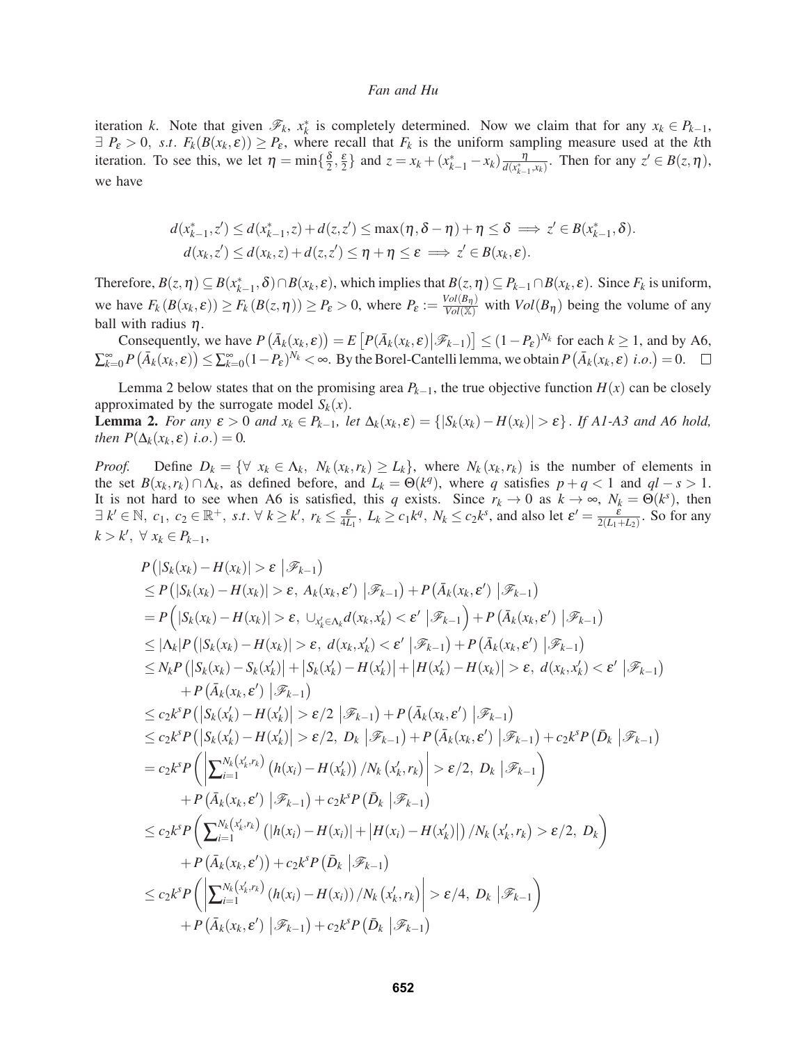iteration $k$. Note that given $\mathscr{F}_k$, $x_k^*$ is completely determined. Now we claim that for any $x_k \in P_{k-1}$, $\exists\ P_\varepsilon > 0,\ s.t.\ F_k(B(x_k,\varepsilon)) \geq P_\varepsilon$, where recall that $F_k$ is the uniform sampling measure used at the $k$th iteration. To see this, we let $\eta = \min\{\frac{\delta}{2}, \frac{\varepsilon}{2}\}$ and $z = x_k + (x_{k-1}^* - x_k)\frac{\eta}{d(x_{k-1}^*, x_k)}$. Then for any $z' \in B(z,\eta)$, we have

$$
\begin{aligned}
d(x_{k-1}^*, z') &\leq d(x_{k-1}^*, z) + d(z,z') \leq \max(\eta, \delta - \eta) + \eta \leq \delta \implies z' \in B(x_{k-1}^*, \delta). \\
d(x_k, z') &\leq d(x_k, z) + d(z,z') \leq \eta + \eta \leq \varepsilon \implies z' \in B(x_k, \varepsilon).
\end{aligned}
$$

Therefore, $B(z,\eta) \subseteq B(x_{k-1}^*, \delta) \cap B(x_k, \varepsilon)$, which implies that $B(z,\eta) \subseteq P_{k-1} \cap B(x_k,\varepsilon)$. Since $F_k$ is uniform, we have $F_k(B(x_k,\varepsilon)) \geq F_k(B(z,\eta)) \geq P_\varepsilon > 0$, where $P_\varepsilon := \frac{Vol(B_\eta)}{Vol(\mathbb{X})}$ with $Vol(B_\eta)$ being the volume of any ball with radius $\eta$.

Consequently, we have $P\left(\bar{A}_k(x_k,\varepsilon)\right) = E\left[P(\bar{A}_k(x_k,\varepsilon) \middle| \mathscr{F}_{k-1})\right] \leq (1-P_\varepsilon)^{N_k}$ for each $k \geq 1$, and by A6, $\sum_{k=0}^{\infty} P\left(\bar{A}_k(x_k,\varepsilon)\right) \leq \sum_{k=0}^{\infty}(1-P_\varepsilon)^{N_k} < \infty$. By the Borel-Cantelli lemma, we obtain $P\left(\bar{A}_k(x_k,\varepsilon)\ i.o.\right) = 0$. $\square$

Lemma 2 below states that on the promising area $P_{k-1}$, the true objective function $H(x)$ can be closely approximated by the surrogate model $S_k(x)$.

**Lemma 2.** *For any $\varepsilon > 0$ and $x_k \in P_{k-1}$, let $\Delta_k(x_k,\varepsilon) = \{|S_k(x_k) - H(x_k)| > \varepsilon\}$. If A1-A3 and A6 hold, then $P(\Delta_k(x_k,\varepsilon)\ i.o.) = 0$.*

*Proof.* Define $D_k = \{\forall\ x_k \in \Lambda_k,\ N_k(x_k,r_k) \geq L_k\}$, where $N_k(x_k,r_k)$ is the number of elements in the set $B(x_k,r_k) \cap \Lambda_k$, as defined before, and $L_k = \Theta(k^q)$, where $q$ satisfies $p+q<1$ and $ql - s > 1$. It is not hard to see when A6 is satisfied, this $q$ exists. Since $r_k \to 0$ as $k \to \infty$, $N_k = \Theta(k^s)$, then $\exists\ k' \in \mathbb{N},\ c_1,\ c_2 \in \mathbb{R}^+,\ s.t.\ \forall\ k \geq k',\ r_k \leq \frac{\varepsilon}{4L_1},\ L_k \geq c_1 k^q,\ N_k \leq c_2 k^s$, and also let $\varepsilon' = \frac{\varepsilon}{2(L_1+L_2)}$. So for any $k > k',\ \forall\ x_k \in P_{k-1}$,

$$
\begin{aligned}
& P\left(|S_k(x_k) - H(x_k)| > \varepsilon \ \middle| \mathscr{F}_{k-1}\right) \\
& \leq P\left(|S_k(x_k) - H(x_k)| > \varepsilon,\ A_k(x_k,\varepsilon') \ \middle| \mathscr{F}_{k-1}\right) + P\left(\bar{A}_k(x_k,\varepsilon') \ \middle| \mathscr{F}_{k-1}\right) \\
& = P\left(|S_k(x_k) - H(x_k)| > \varepsilon,\ \cup_{x_k' \in \Lambda_k} d(x_k,x_k') < \varepsilon' \ \middle| \mathscr{F}_{k-1}\right) + P\left(\bar{A}_k(x_k,\varepsilon') \ \middle| \mathscr{F}_{k-1}\right) \\
& \leq |\Lambda_k| P\left(|S_k(x_k) - H(x_k)| > \varepsilon,\ d(x_k,x_k') < \varepsilon' \ \middle| \mathscr{F}_{k-1}\right) + P\left(\bar{A}_k(x_k,\varepsilon') \ \middle| \mathscr{F}_{k-1}\right) \\
& \leq N_k P\left(\left|S_k(x_k) - S_k(x_k')\right| + \left|S_k(x_k') - H(x_k')\right| + \left|H(x_k') - H(x_k)\right| > \varepsilon,\ d(x_k,x_k') < \varepsilon' \ \middle| \mathscr{F}_{k-1}\right) \\
& \qquad + P\left(\bar{A}_k(x_k,\varepsilon') \ \middle| \mathscr{F}_{k-1}\right) \\
& \leq c_2 k^s P\left(\left|S_k(x_k') - H(x_k')\right| > \varepsilon/2 \ \middle| \mathscr{F}_{k-1}\right) + P\left(\bar{A}_k(x_k,\varepsilon') \ \middle| \mathscr{F}_{k-1}\right) \\
& \leq c_2 k^s P\left(\left|S_k(x_k') - H(x_k')\right| > \varepsilon/2,\ D_k \ \middle| \mathscr{F}_{k-1}\right) + P\left(\bar{A}_k(x_k,\varepsilon') \ \middle| \mathscr{F}_{k-1}\right) + c_2 k^s P\left(\bar{D}_k \ \middle| \mathscr{F}_{k-1}\right) \\
& = c_2 k^s P\left(\left|\sum_{i=1}^{N_k(x_k',r_k)} \left(h(x_i) - H(x_k')\right)/N_k\left(x_k',r_k\right)\right| > \varepsilon/2,\ D_k \ \middle| \mathscr{F}_{k-1}\right) \\
& \qquad + P\left(\bar{A}_k(x_k,\varepsilon') \ \middle| \mathscr{F}_{k-1}\right) + c_2 k^s P\left(\bar{D}_k \ \middle| \mathscr{F}_{k-1}\right) \\
& \leq c_2 k^s P\left(\sum_{i=1}^{N_k(x_k',r_k)} \left(|h(x_i) - H(x_i)| + \left|H(x_i) - H(x_k')\right|\right)/N_k\left(x_k',r_k\right) > \varepsilon/2,\ D_k\right) \\
& \qquad + P\left(\bar{A}_k(x_k,\varepsilon')\right) + c_2 k^s P\left(\bar{D}_k \ \middle| \mathscr{F}_{k-1}\right) \\
& \leq c_2 k^s P\left(\left|\sum_{i=1}^{N_k(x_k',r_k)} \left(h(x_i) - H(x_i)\right)/N_k\left(x_k',r_k\right)\right| > \varepsilon/4,\ D_k \ \middle| \mathscr{F}_{k-1}\right) \\
& \qquad + P\left(\bar{A}_k(x_k,\varepsilon') \ \middle| \mathscr{F}_{k-1}\right) + c_2 k^s P\left(\bar{D}_k \ \middle| \mathscr{F}_{k-1}\right)
\end{aligned}
$$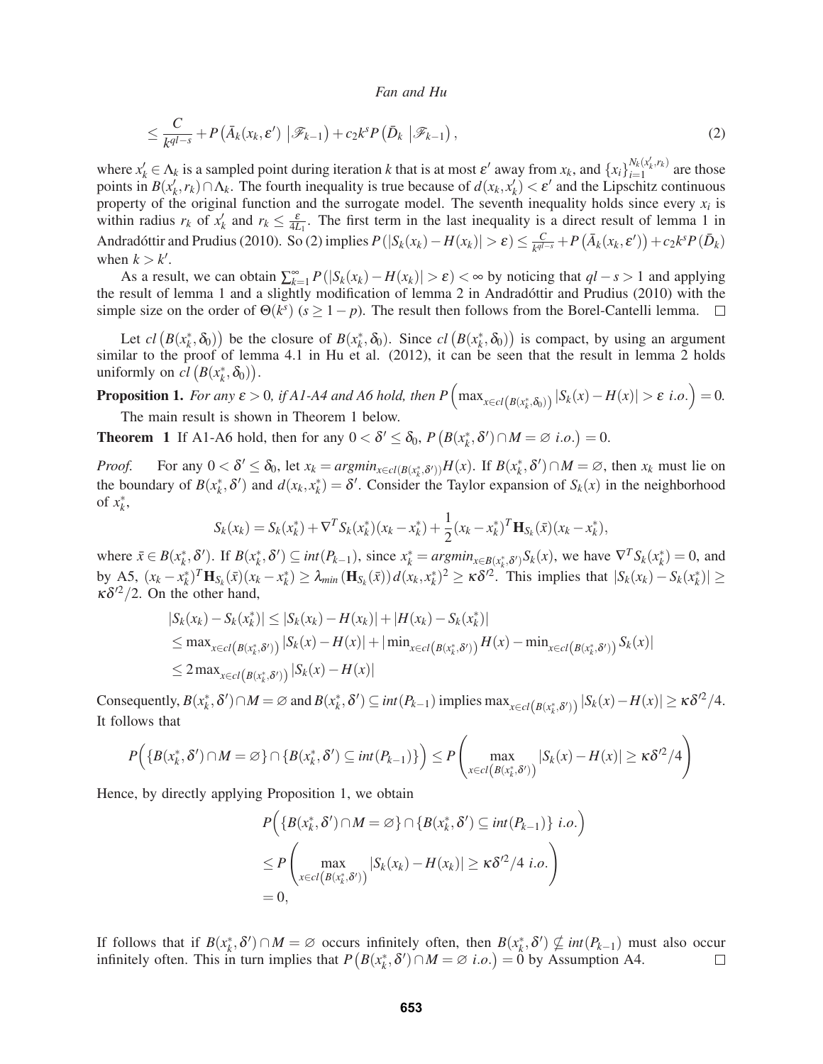$$\leq \frac{C}{k^{ql-s}} + P\left(\bar{A}_k(x_k, \varepsilon') \;\middle|\mathscr{F}_{k-1}\right) + c_2 k^s P\left(\bar{D}_k \;\middle|\mathscr{F}_{k-1}\right), \tag{2}$$

where $x_k' \in \Lambda_k$ is a sampled point during iteration $k$ that is at most $\varepsilon'$ away from $x_k$, and $\{x_i\}_{i=1}^{N_k(x_k', r_k)}$ are those points in $B(x_k', r_k) \cap \Lambda_k$. The fourth inequality is true because of $d(x_k, x_k') < \varepsilon'$ and the Lipschitz continuous property of the original function and the surrogate model. The seventh inequality holds since every $x_i$ is within radius $r_k$ of $x_k'$ and $r_k \leq \frac{\varepsilon}{4L_1}$. The first term in the last inequality is a direct result of lemma 1 in Andradóttir and Prudius (2010). So (2) implies $P(|S_k(x_k) - H(x_k)| > \varepsilon) \leq \frac{C}{k^{ql-s}} + P\left(\bar{A}_k(x_k, \varepsilon')\right) + c_2 k^s P\left(\bar{D}_k\right)$ when $k > k'$.

As a result, we can obtain $\sum_{k=1}^{\infty} P(|S_k(x_k) - H(x_k)| > \varepsilon) < \infty$ by noticing that $ql - s > 1$ and applying the result of lemma 1 and a slightly modification of lemma 2 in Andradóttir and Prudius (2010) with the simple size on the order of $\Theta(k^s)$ ($s \geq 1-p$). The result then follows from the Borel-Cantelli lemma. □

Let $cl\left(B(x_k^*, \delta_0)\right)$ be the closure of $B(x_k^*, \delta_0)$. Since $cl\left(B(x_k^*, \delta_0)\right)$ is compact, by using an argument similar to the proof of lemma 4.1 in Hu et al. (2012), it can be seen that the result in lemma 2 holds uniformly on $cl\left(B(x_k^*, \delta_0)\right)$.

**Proposition 1.** *For any $\varepsilon > 0$, if A1-A4 and A6 hold, then $P\left(\max_{x \in cl\left(B(x_k^*, \delta_0)\right)} |S_k(x) - H(x)| > \varepsilon \text{ i.o.}\right) = 0$.*

The main result is shown in Theorem 1 below.

**Theorem 1** If A1-A6 hold, then for any $0 < \delta' \leq \delta_0$, $P\left(B(x_k^*, \delta') \cap M = \varnothing \text{ i.o.}\right) = 0$.

*Proof.* For any $0 < \delta' \leq \delta_0$, let $x_k = argmin_{x \in cl(B(x_k^*, \delta'))} H(x)$. If $B(x_k^*, \delta') \cap M = \varnothing$, then $x_k$ must lie on the boundary of $B(x_k^*, \delta')$ and $d(x_k, x_k^*) = \delta'$. Consider the Taylor expansion of $S_k(x)$ in the neighborhood of $x_k^*$,

$$S_k(x_k) = S_k(x_k^*) + \nabla^T S_k(x_k^*)(x_k - x_k^*) + \frac{1}{2}(x_k - x_k^*)^T \mathbf{H}_{S_k}(\bar{x})(x_k - x_k^*),$$

where $\bar{x} \in B(x_k^*, \delta')$. If $B(x_k^*, \delta') \subseteq int(P_{k-1})$, since $x_k^* = argmin_{x \in B(x_k^*, \delta')} S_k(x)$, we have $\nabla^T S_k(x_k^*) = 0$, and by A5, $(x_k - x_k^*)^T \mathbf{H}_{S_k}(\bar{x})(x_k - x_k^*) \geq \lambda_{min}\left(\mathbf{H}_{S_k}(\bar{x})\right) d(x_k, x_k^*)^2 \geq \kappa \delta'^2$. This implies that $|S_k(x_k) - S_k(x_k^*)| \geq \kappa \delta'^2 / 2$. On the other hand,

$$\begin{aligned}
|S_k(x_k) - S_k(x_k^*)| &\leq |S_k(x_k) - H(x_k)| + |H(x_k) - S_k(x_k^*)| \\
&\leq \max_{x \in cl\left(B(x_k^*, \delta')\right)} |S_k(x) - H(x)| + |\min_{x \in cl\left(B(x_k^*, \delta')\right)} H(x) - \min_{x \in cl\left(B(x_k^*, \delta')\right)} S_k(x)| \\
&\leq 2 \max_{x \in cl\left(B(x_k^*, \delta')\right)} |S_k(x) - H(x)|
\end{aligned}$$

Consequently, $B(x_k^*, \delta') \cap M = \varnothing$ and $B(x_k^*, \delta') \subseteq int(P_{k-1})$ implies $\max_{x \in cl\left(B(x_k^*, \delta')\right)} |S_k(x) - H(x)| \geq \kappa \delta'^2 / 4$. It follows that

$$P\Big(\{B(x_k^*, \delta') \cap M = \varnothing\} \cap \{B(x_k^*, \delta') \subseteq int(P_{k-1})\}\Big) \leq P\left(\max_{x \in cl\left(B(x_k^*, \delta')\right)} |S_k(x) - H(x)| \geq \kappa \delta'^2 / 4\right)$$

Hence, by directly applying Proposition 1, we obtain

$$\begin{aligned}
&P\Big(\{B(x_k^*, \delta') \cap M = \varnothing\} \cap \{B(x_k^*, \delta') \subseteq int(P_{k-1})\} \text{ i.o.}\Big) \\
&\leq P\left(\max_{x \in cl\left(B(x_k^*, \delta')\right)} |S_k(x_k) - H(x_k)| \geq \kappa \delta'^2 / 4 \text{ i.o.}\right) \\
&= 0,
\end{aligned}$$

If follows that if $B(x_k^*, \delta') \cap M = \varnothing$ occurs infinitely often, then $B(x_k^*, \delta') \nsubseteq int(P_{k-1})$ must also occur infinitely often. This in turn implies that $P\left(B(x_k^*, \delta') \cap M = \varnothing \text{ i.o.}\right) = 0$ by Assumption A4. □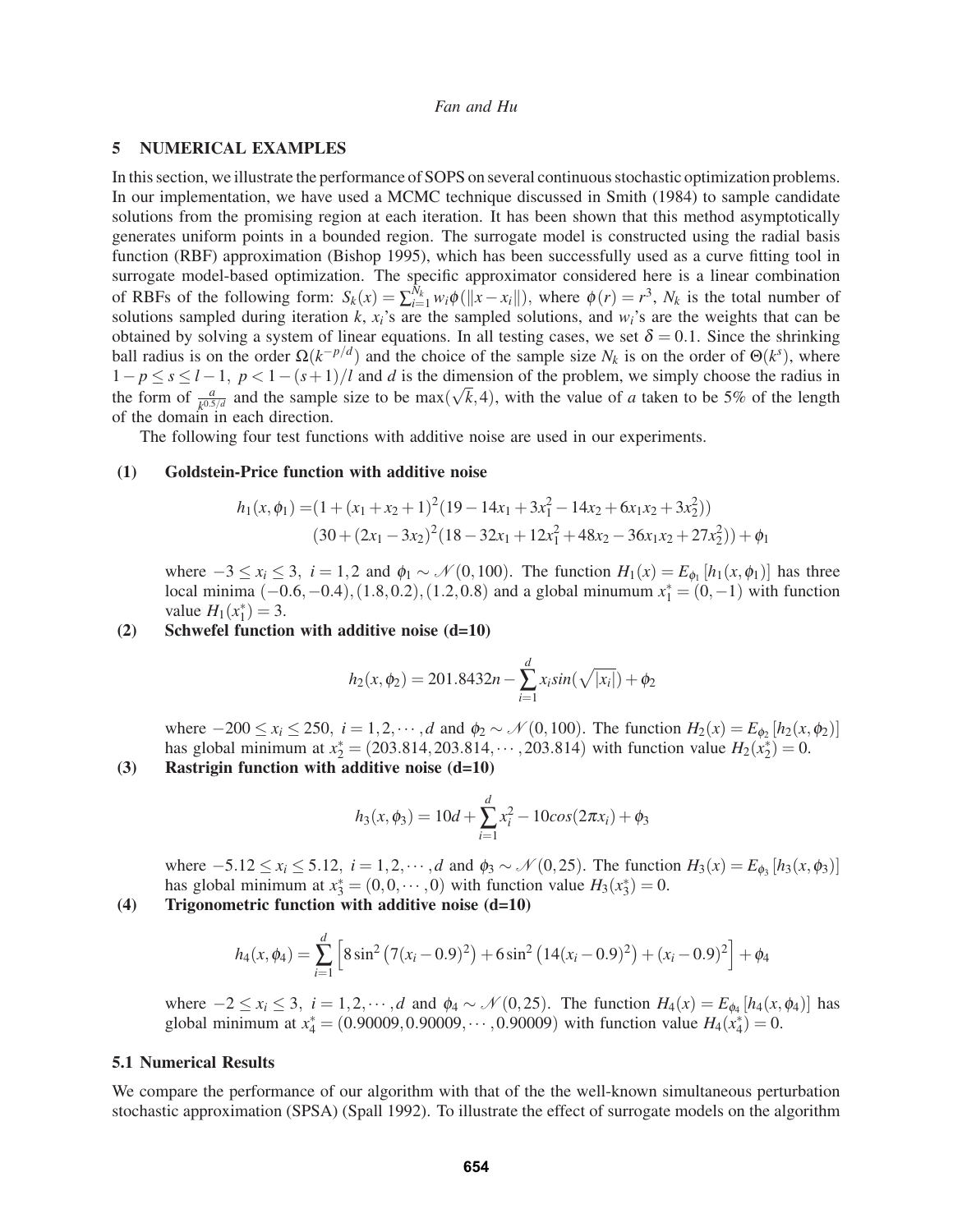## 5 NUMERICAL EXAMPLES

In this section, we illustrate the performance of SOPS on several continuous stochastic optimization problems. In our implementation, we have used a MCMC technique discussed in Smith (1984) to sample candidate solutions from the promising region at each iteration. It has been shown that this method asymptotically generates uniform points in a bounded region. The surrogate model is constructed using the radial basis function (RBF) approximation (Bishop 1995), which has been successfully used as a curve fitting tool in surrogate model-based optimization. The specific approximator considered here is a linear combination of RBFs of the following form: $S_k(x) = \sum_{i=1}^{N_k} w_i \phi(\|x - x_i\|)$, where $\phi(r) = r^3$, $N_k$ is the total number of solutions sampled during iteration $k$, $x_i$'s are the sampled solutions, and $w_i$'s are the weights that can be obtained by solving a system of linear equations. In all testing cases, we set $\delta = 0.1$. Since the shrinking ball radius is on the order $\Omega(k^{-p/d})$ and the choice of the sample size $N_k$ is on the order of $\Theta(k^s)$, where $1 - p \leq s \leq l - 1$, $p < 1 - (s+1)/l$ and $d$ is the dimension of the problem, we simply choose the radius in the form of $\frac{a}{k^{0.5/d}}$ and the sample size to be $\max(\sqrt{k}, 4)$, with the value of $a$ taken to be 5% of the length of the domain in each direction.

The following four test functions with additive noise are used in our experiments.

**(1) Goldstein-Price function with additive noise**

$$h_1(x, \phi_1) = (1 + (x_1 + x_2 + 1)^2(19 - 14x_1 + 3x_1^2 - 14x_2 + 6x_1x_2 + 3x_2^2))$$
$$(30 + (2x_1 - 3x_2)^2(18 - 32x_1 + 12x_1^2 + 48x_2 - 36x_1x_2 + 27x_2^2)) + \phi_1$$

where $-3 \leq x_i \leq 3$, $i = 1, 2$ and $\phi_1 \sim \mathcal{N}(0, 100)$. The function $H_1(x) = E_{\phi_1}[h_1(x, \phi_1)]$ has three local minima $(-0.6, -0.4), (1.8, 0.2), (1.2, 0.8)$ and a global minumum $x_1^* = (0, -1)$ with function value $H_1(x_1^*) = 3$.

**(2) Schwefel function with additive noise (d=10)**

$$h_2(x, \phi_2) = 201.8432n - \sum_{i=1}^{d} x_i sin(\sqrt{|x_i|}) + \phi_2$$

where $-200 \leq x_i \leq 250$, $i = 1, 2, \cdots, d$ and $\phi_2 \sim \mathcal{N}(0, 100)$. The function $H_2(x) = E_{\phi_2}[h_2(x, \phi_2)]$ has global minimum at $x_2^* = (203.814, 203.814, \cdots, 203.814)$ with function value $H_2(x_2^*) = 0$.

**(3) Rastrigin function with additive noise (d=10)**

$$h_3(x, \phi_3) = 10d + \sum_{i=1}^{d} x_i^2 - 10cos(2\pi x_i) + \phi_3$$

where $-5.12 \leq x_i \leq 5.12$, $i = 1, 2, \cdots, d$ and $\phi_3 \sim \mathcal{N}(0, 25)$. The function $H_3(x) = E_{\phi_3}[h_3(x, \phi_3)]$ has global minimum at $x_3^* = (0, 0, \cdots, 0)$ with function value $H_3(x_3^*) = 0$.

**(4) Trigonometric function with additive noise (d=10)**

$$h_4(x, \phi_4) = \sum_{i=1}^{d} \left[ 8\sin^2\left(7(x_i - 0.9)^2\right) + 6\sin^2\left(14(x_i - 0.9)^2\right) + (x_i - 0.9)^2 \right] + \phi_4$$

where $-2 \leq x_i \leq 3$, $i = 1, 2, \cdots, d$ and $\phi_4 \sim \mathcal{N}(0, 25)$. The function $H_4(x) = E_{\phi_4}[h_4(x, \phi_4)]$ has global minimum at $x_4^* = (0.90009, 0.90009, \cdots, 0.90009)$ with function value $H_4(x_4^*) = 0$.

### 5.1 Numerical Results

We compare the performance of our algorithm with that of the the well-known simultaneous perturbation stochastic approximation (SPSA) (Spall 1992). To illustrate the effect of surrogate models on the algorithm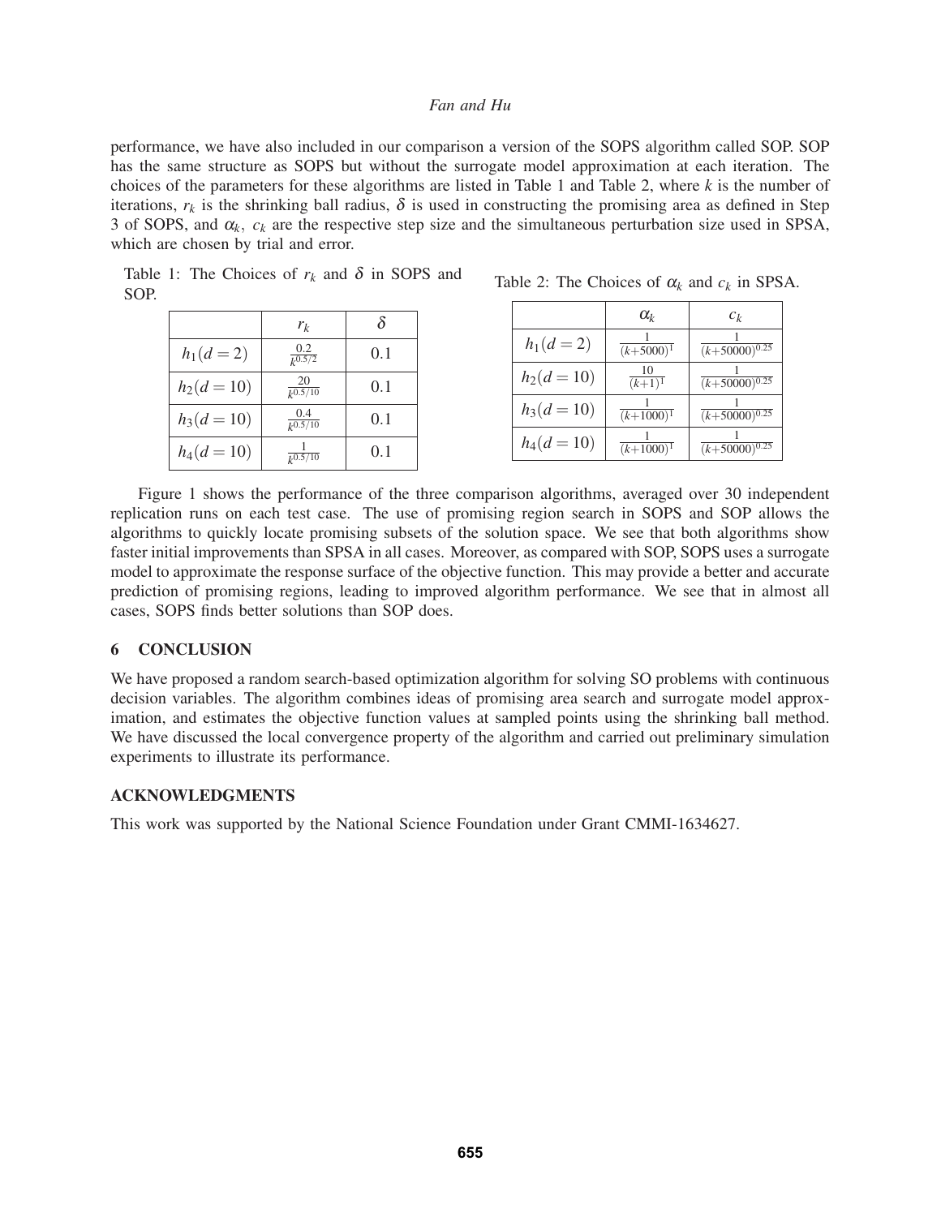performance, we have also included in our comparison a version of the SOPS algorithm called SOP. SOP has the same structure as SOPS but without the surrogate model approximation at each iteration. The choices of the parameters for these algorithms are listed in Table 1 and Table 2, where $k$ is the number of iterations, $r_k$ is the shrinking ball radius, $\delta$ is used in constructing the promising area as defined in Step 3 of SOPS, and $\alpha_k$, $c_k$ are the respective step size and the simultaneous perturbation size used in SPSA, which are chosen by trial and error.

Table 1: The Choices of $r_k$ and $\delta$ in SOPS and SOP.

| | $r_k$ | $\delta$ |
|---|---|---|
| $h_1(d=2)$ | $\frac{0.2}{k^{0.5/2}}$ | 0.1 |
| $h_2(d=10)$ | $\frac{20}{k^{0.5/10}}$ | 0.1 |
| $h_3(d=10)$ | $\frac{0.4}{k^{0.5/10}}$ | 0.1 |
| $h_4(d=10)$ | $\frac{1}{k^{0.5/10}}$ | 0.1 |

Table 2: The Choices of $\alpha_k$ and $c_k$ in SPSA.

| | $\alpha_k$ | $c_k$ |
|---|---|---|
| $h_1(d=2)$ | $\frac{1}{(k+5000)^1}$ | $\frac{1}{(k+50000)^{0.25}}$ |
| $h_2(d=10)$ | $\frac{10}{(k+1)^1}$ | $\frac{1}{(k+50000)^{0.25}}$ |
| $h_3(d=10)$ | $\frac{1}{(k+1000)^1}$ | $\frac{1}{(k+50000)^{0.25}}$ |
| $h_4(d=10)$ | $\frac{1}{(k+1000)^1}$ | $\frac{1}{(k+50000)^{0.25}}$ |

Figure 1 shows the performance of the three comparison algorithms, averaged over 30 independent replication runs on each test case. The use of promising region search in SOPS and SOP allows the algorithms to quickly locate promising subsets of the solution space. We see that both algorithms show faster initial improvements than SPSA in all cases. Moreover, as compared with SOP, SOPS uses a surrogate model to approximate the response surface of the objective function. This may provide a better and accurate prediction of promising regions, leading to improved algorithm performance. We see that in almost all cases, SOPS finds better solutions than SOP does.

## 6 CONCLUSION

We have proposed a random search-based optimization algorithm for solving SO problems with continuous decision variables. The algorithm combines ideas of promising area search and surrogate model approximation, and estimates the objective function values at sampled points using the shrinking ball method. We have discussed the local convergence property of the algorithm and carried out preliminary simulation experiments to illustrate its performance.

## ACKNOWLEDGMENTS

This work was supported by the National Science Foundation under Grant CMMI-1634627.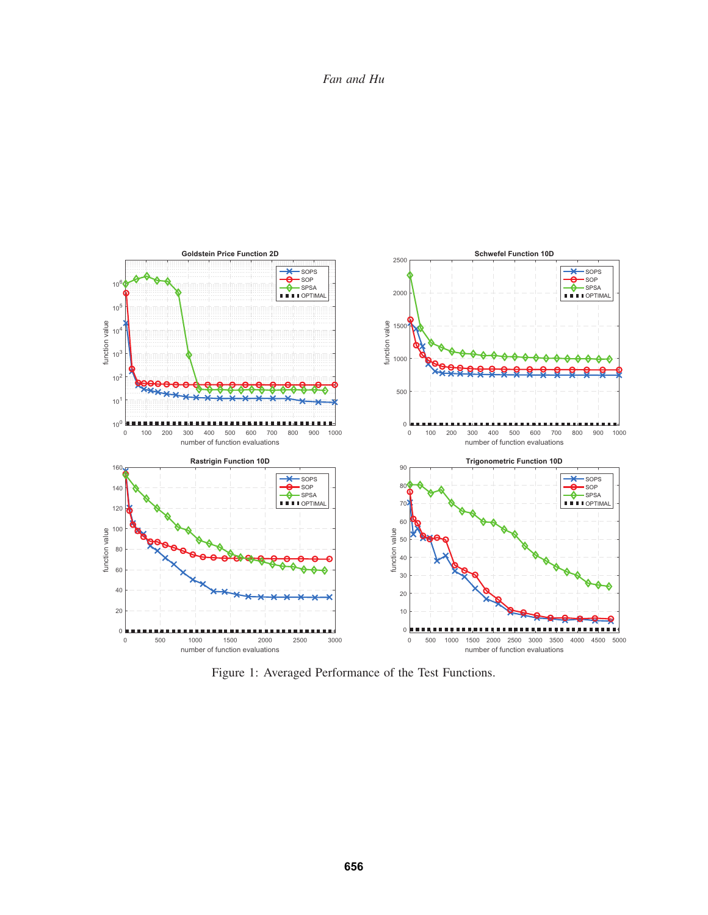Figure 1: Averaged Performance of the Test Functions.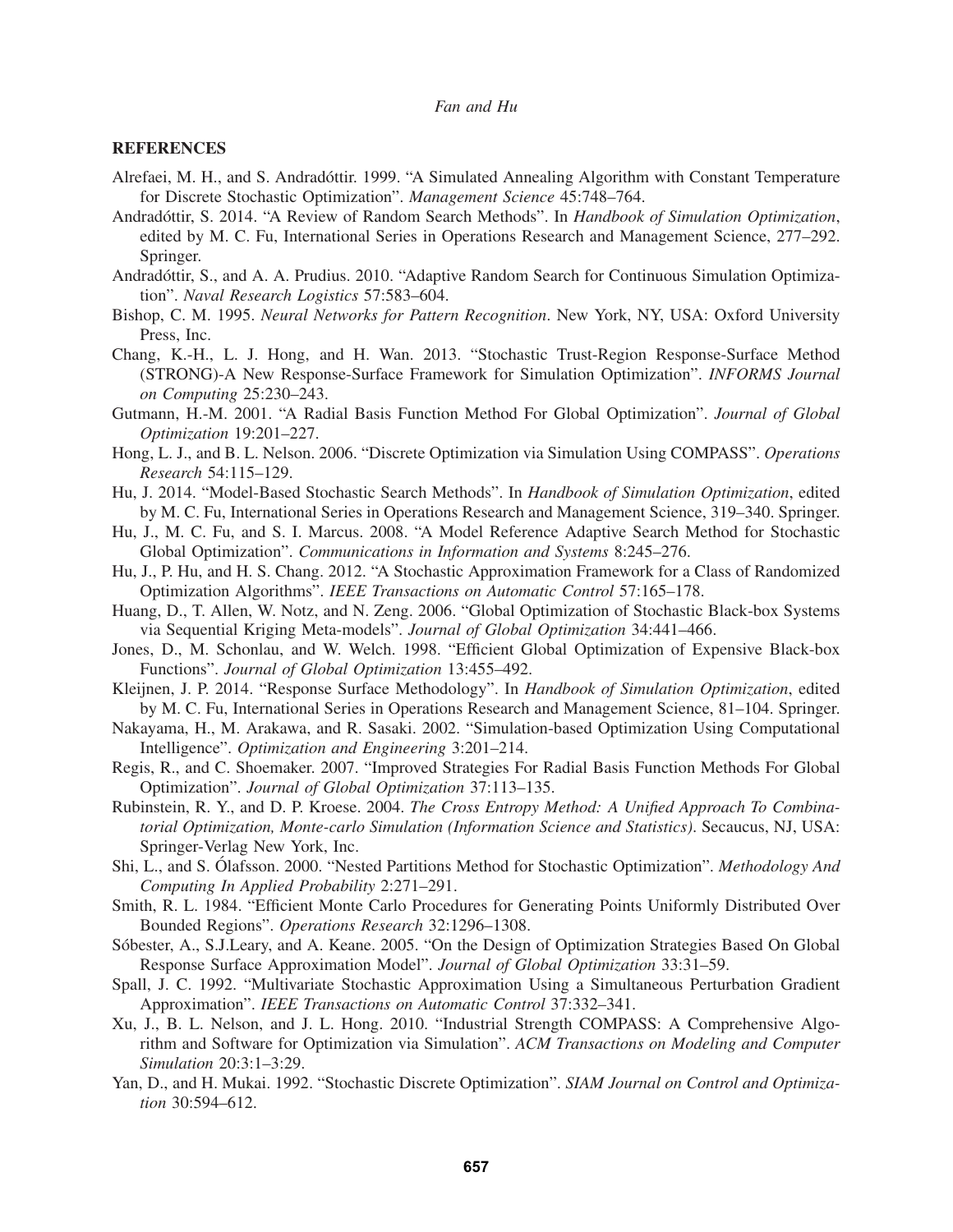## REFERENCES

Alrefaei, M. H., and S. Andradóttir. 1999. "A Simulated Annealing Algorithm with Constant Temperature for Discrete Stochastic Optimization". *Management Science* 45:748–764.

Andradóttir, S. 2014. "A Review of Random Search Methods". In *Handbook of Simulation Optimization*, edited by M. C. Fu, International Series in Operations Research and Management Science, 277–292. Springer.

Andradóttir, S., and A. A. Prudius. 2010. "Adaptive Random Search for Continuous Simulation Optimization". *Naval Research Logistics* 57:583–604.

Bishop, C. M. 1995. *Neural Networks for Pattern Recognition*. New York, NY, USA: Oxford University Press, Inc.

Chang, K.-H., L. J. Hong, and H. Wan. 2013. "Stochastic Trust-Region Response-Surface Method (STRONG)-A New Response-Surface Framework for Simulation Optimization". *INFORMS Journal on Computing* 25:230–243.

Gutmann, H.-M. 2001. "A Radial Basis Function Method For Global Optimization". *Journal of Global Optimization* 19:201–227.

Hong, L. J., and B. L. Nelson. 2006. "Discrete Optimization via Simulation Using COMPASS". *Operations Research* 54:115–129.

Hu, J. 2014. "Model-Based Stochastic Search Methods". In *Handbook of Simulation Optimization*, edited by M. C. Fu, International Series in Operations Research and Management Science, 319–340. Springer.

Hu, J., M. C. Fu, and S. I. Marcus. 2008. "A Model Reference Adaptive Search Method for Stochastic Global Optimization". *Communications in Information and Systems* 8:245–276.

Hu, J., P. Hu, and H. S. Chang. 2012. "A Stochastic Approximation Framework for a Class of Randomized Optimization Algorithms". *IEEE Transactions on Automatic Control* 57:165–178.

Huang, D., T. Allen, W. Notz, and N. Zeng. 2006. "Global Optimization of Stochastic Black-box Systems via Sequential Kriging Meta-models". *Journal of Global Optimization* 34:441–466.

Jones, D., M. Schonlau, and W. Welch. 1998. "Efficient Global Optimization of Expensive Black-box Functions". *Journal of Global Optimization* 13:455–492.

Kleijnen, J. P. 2014. "Response Surface Methodology". In *Handbook of Simulation Optimization*, edited by M. C. Fu, International Series in Operations Research and Management Science, 81–104. Springer.

Nakayama, H., M. Arakawa, and R. Sasaki. 2002. "Simulation-based Optimization Using Computational Intelligence". *Optimization and Engineering* 3:201–214.

Regis, R., and C. Shoemaker. 2007. "Improved Strategies For Radial Basis Function Methods For Global Optimization". *Journal of Global Optimization* 37:113–135.

Rubinstein, R. Y., and D. P. Kroese. 2004. *The Cross Entropy Method: A Unified Approach To Combinatorial Optimization, Monte-carlo Simulation (Information Science and Statistics)*. Secaucus, NJ, USA: Springer-Verlag New York, Inc.

Shi, L., and S. Ólafsson. 2000. "Nested Partitions Method for Stochastic Optimization". *Methodology And Computing In Applied Probability* 2:271–291.

Smith, R. L. 1984. "Efficient Monte Carlo Procedures for Generating Points Uniformly Distributed Over Bounded Regions". *Operations Research* 32:1296–1308.

Sóbester, A., S.J.Leary, and A. Keane. 2005. "On the Design of Optimization Strategies Based On Global Response Surface Approximation Model". *Journal of Global Optimization* 33:31–59.

Spall, J. C. 1992. "Multivariate Stochastic Approximation Using a Simultaneous Perturbation Gradient Approximation". *IEEE Transactions on Automatic Control* 37:332–341.

Xu, J., B. L. Nelson, and J. L. Hong. 2010. "Industrial Strength COMPASS: A Comprehensive Algorithm and Software for Optimization via Simulation". *ACM Transactions on Modeling and Computer Simulation* 20:3:1–3:29.

Yan, D., and H. Mukai. 1992. "Stochastic Discrete Optimization". *SIAM Journal on Control and Optimization* 30:594–612.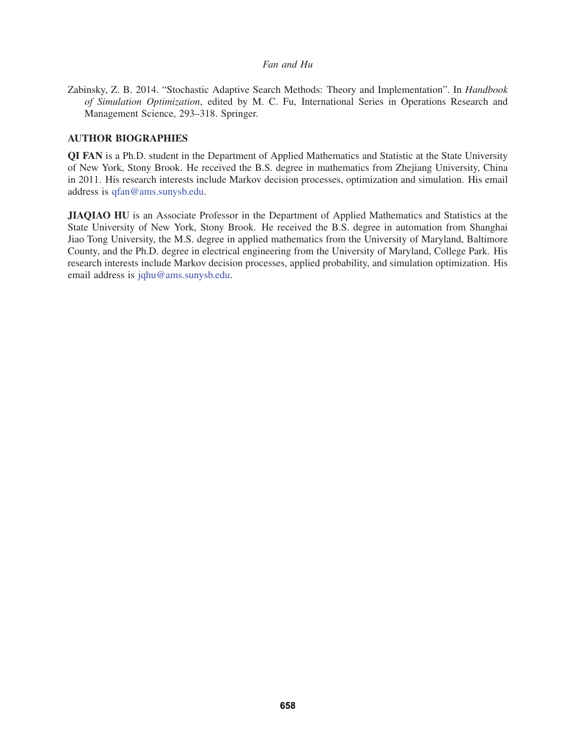Zabinsky, Z. B. 2014. “Stochastic Adaptive Search Methods: Theory and Implementation”. In *Handbook of Simulation Optimization*, edited by M. C. Fu, International Series in Operations Research and Management Science, 293–318. Springer.

## AUTHOR BIOGRAPHIES

**QI FAN** is a Ph.D. student in the Department of Applied Mathematics and Statistic at the State University of New York, Stony Brook. He received the B.S. degree in mathematics from Zhejiang University, China in 2011. His research interests include Markov decision processes, optimization and simulation. His email address is qfan@ams.sunysb.edu.

**JIAQIAO HU** is an Associate Professor in the Department of Applied Mathematics and Statistics at the State University of New York, Stony Brook. He received the B.S. degree in automation from Shanghai Jiao Tong University, the M.S. degree in applied mathematics from the University of Maryland, Baltimore County, and the Ph.D. degree in electrical engineering from the University of Maryland, College Park. His research interests include Markov decision processes, applied probability, and simulation optimization. His email address is jqhu@ams.sunysb.edu.